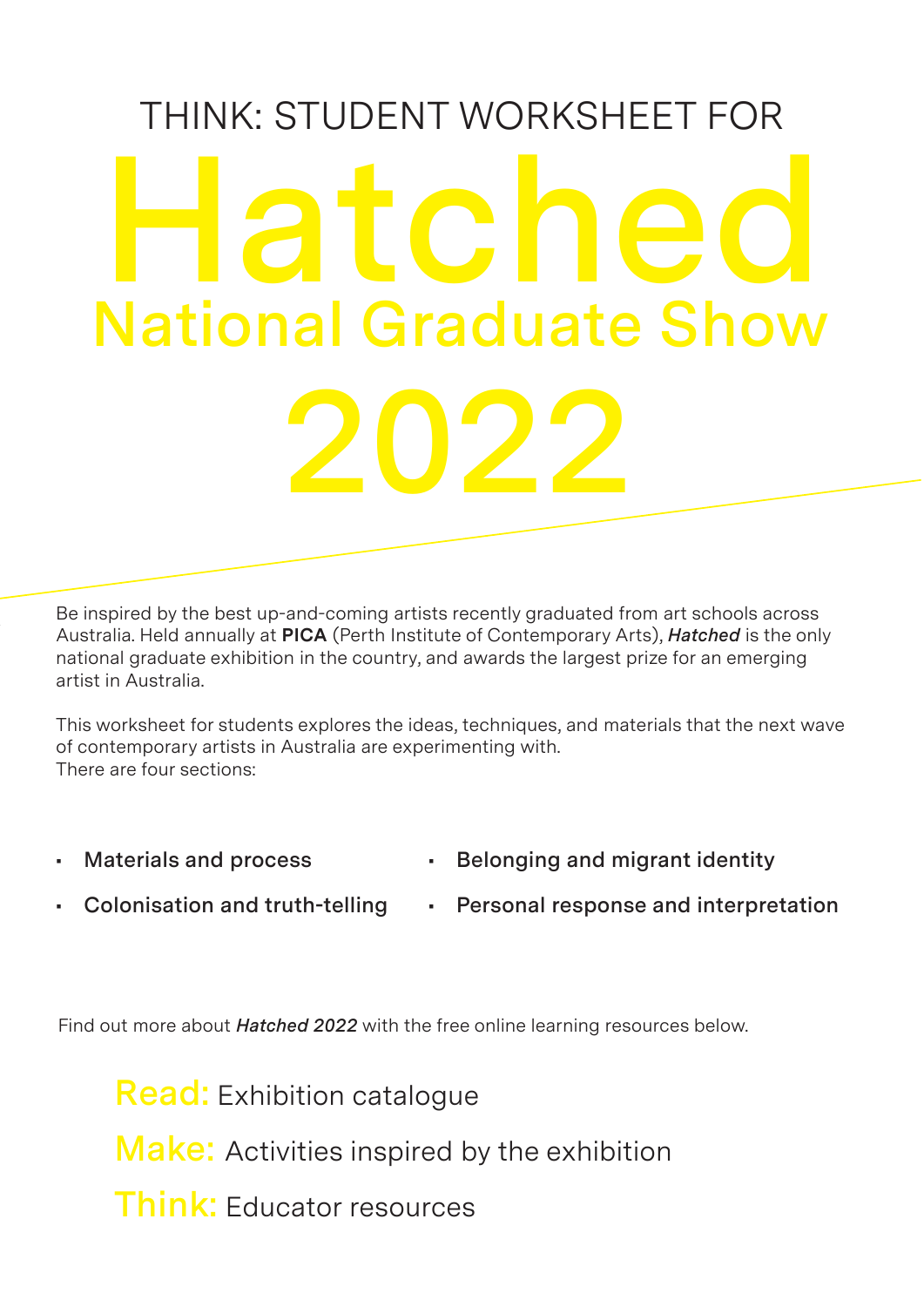THINK: STUDENT WORKSHEET FOR

# Hatched

## National Graduate Show

# 2022

Be inspired by the best up-and-coming artists recently graduated from art schools across Australia. Held annually at **PICA** (Perth Institute of Contemporary Arts), ***Hatched*** is the only national graduate exhibition in the country, and awards the largest prize for an emerging artist in Australia.

This worksheet for students explores the ideas, techniques, and materials that the next wave of contemporary artists in Australia are experimenting with.
There are four sections:

- **Materials and process**
- **Colonisation and truth-telling**
- **Belonging and migrant identity**
- **Personal response and interpretation**

Find out more about ***Hatched 2022*** with the free online learning resources below.

**Read:** Exhibition catalogue

**Make:** Activities inspired by the exhibition

**Think:** Educator resources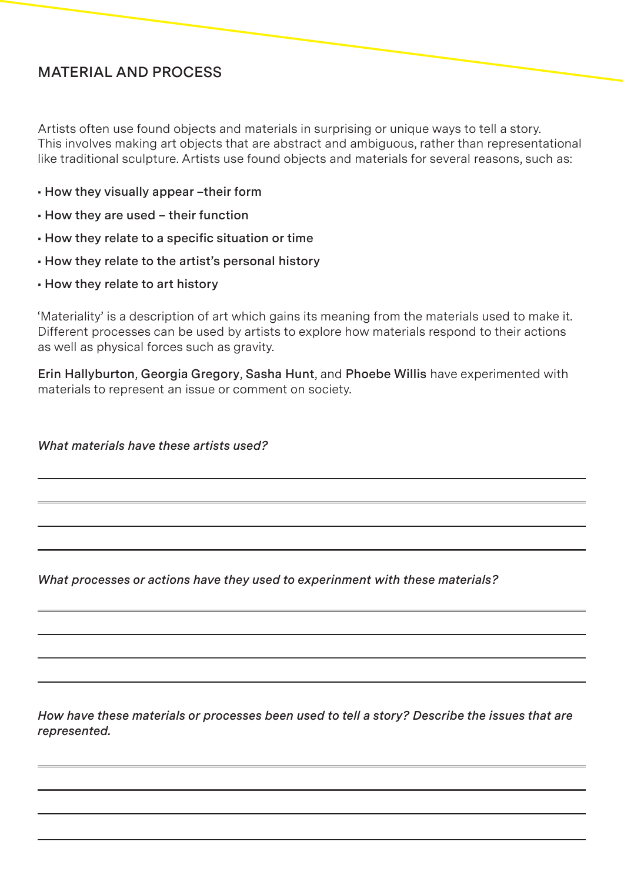## MATERIAL AND PROCESS

Artists often use found objects and materials in surprising or unique ways to tell a story. This involves making art objects that are abstract and ambiguous, rather than representational like traditional sculpture. Artists use found objects and materials for several reasons, such as:

- How they visually appear –their form
- How they are used – their function
- How they relate to a specific situation or time
- How they relate to the artist's personal history
- How they relate to art history

'Materiality' is a description of art which gains its meaning from the materials used to make it. Different processes can be used by artists to explore how materials respond to their actions as well as physical forces such as gravity.

**Erin Hallyburton**, **Georgia Gregory**, **Sasha Hunt**, and **Phoebe Willis** have experimented with materials to represent an issue or comment on society.

*What materials have these artists used?*

*What processes or actions have they used to experinment with these materials?*

*How have these materials or processes been used to tell a story? Describe the issues that are represented.*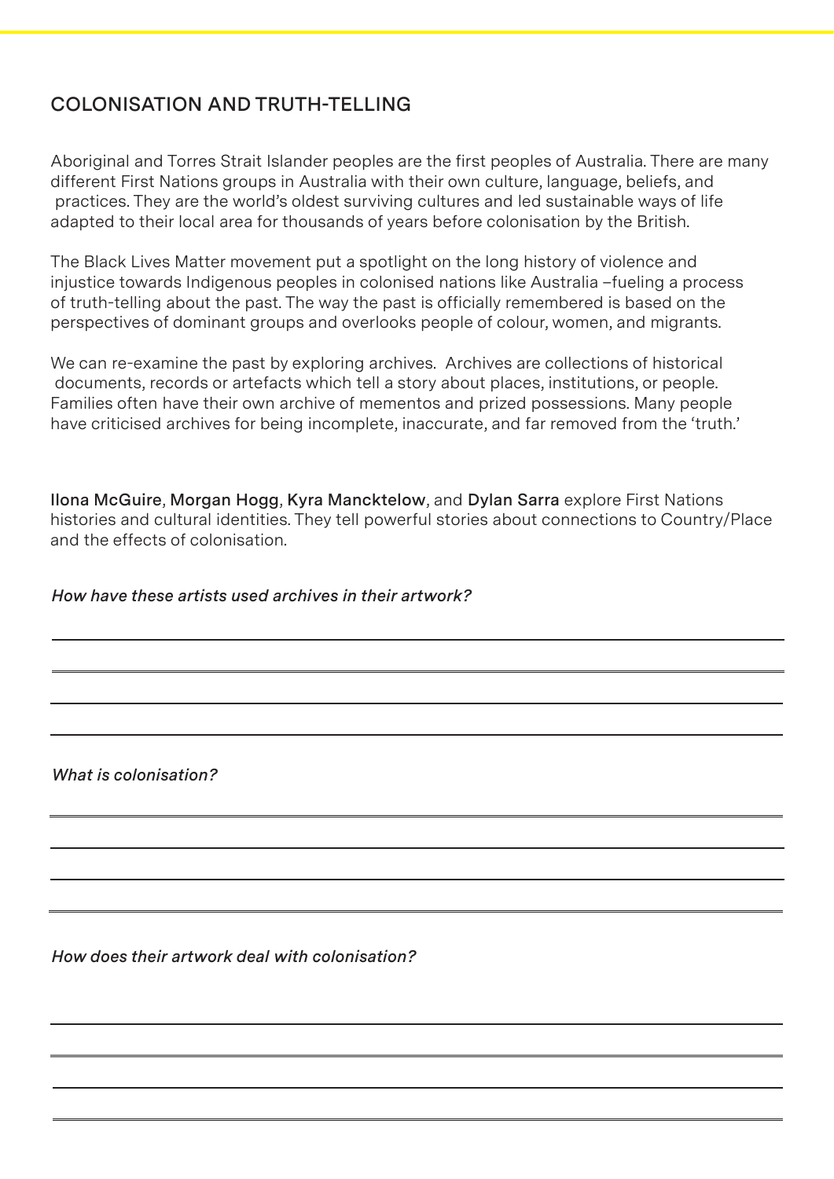## COLONISATION AND TRUTH-TELLING

Aboriginal and Torres Strait Islander peoples are the first peoples of Australia. There are many different First Nations groups in Australia with their own culture, language, beliefs, and practices. They are the world's oldest surviving cultures and led sustainable ways of life adapted to their local area for thousands of years before colonisation by the British.

The Black Lives Matter movement put a spotlight on the long history of violence and injustice towards Indigenous peoples in colonised nations like Australia –fueling a process of truth-telling about the past. The way the past is officially remembered is based on the perspectives of dominant groups and overlooks people of colour, women, and migrants.

We can re-examine the past by exploring archives. Archives are collections of historical documents, records or artefacts which tell a story about places, institutions, or people. Families often have their own archive of mementos and prized possessions. Many people have criticised archives for being incomplete, inaccurate, and far removed from the 'truth.'

Ilona McGuire, Morgan Hogg, Kyra Mancktelow, and Dylan Sarra explore First Nations histories and cultural identities. They tell powerful stories about connections to Country/Place and the effects of colonisation.

*How have these artists used archives in their artwork?*

_______________________________________________

_______________________________________________

_______________________________________________

_______________________________________________

*What is colonisation?*

_______________________________________________

_______________________________________________

_______________________________________________

_______________________________________________

*How does their artwork deal with colonisation?*

_______________________________________________

_______________________________________________

_______________________________________________

_______________________________________________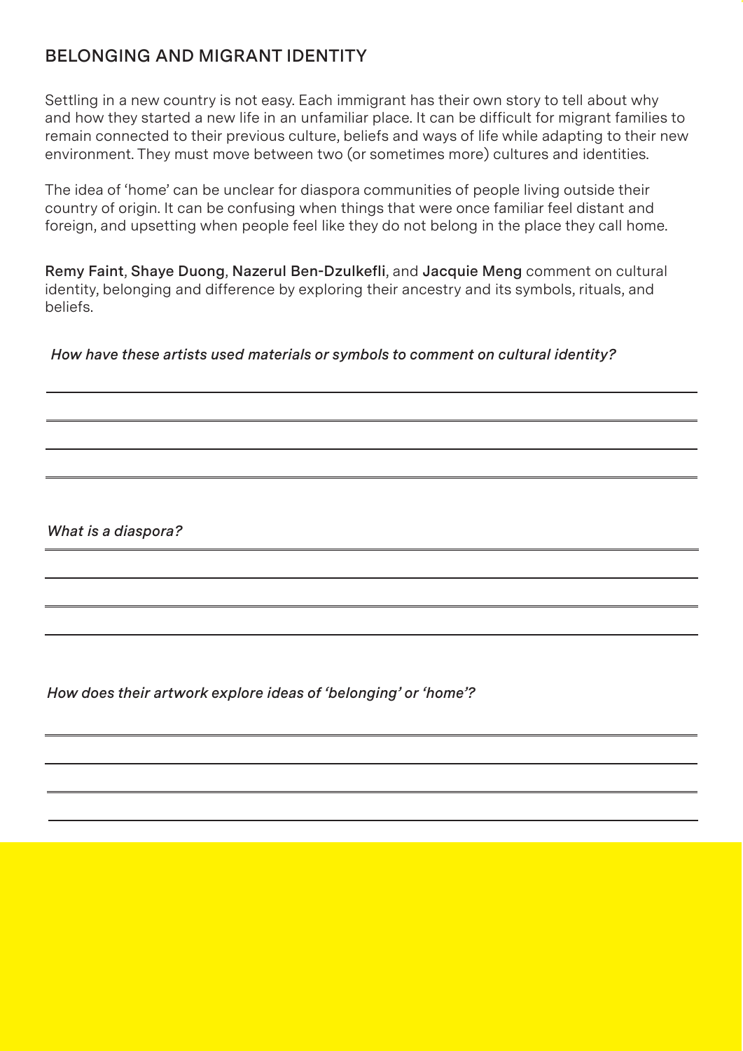## BELONGING AND MIGRANT IDENTITY

Settling in a new country is not easy. Each immigrant has their own story to tell about why and how they started a new life in an unfamiliar place. It can be difficult for migrant families to remain connected to their previous culture, beliefs and ways of life while adapting to their new environment. They must move between two (or sometimes more) cultures and identities.

The idea of 'home' can be unclear for diaspora communities of people living outside their country of origin. It can be confusing when things that were once familiar feel distant and foreign, and upsetting when people feel like they do not belong in the place they call home.

Remy Faint, Shaye Duong, Nazerul Ben-Dzulkefli, and Jacquie Meng comment on cultural identity, belonging and difference by exploring their ancestry and its symbols, rituals, and beliefs.

*How have these artists used materials or symbols to comment on cultural identity?*

*What is a diaspora?*

*How does their artwork explore ideas of 'belonging' or 'home'?*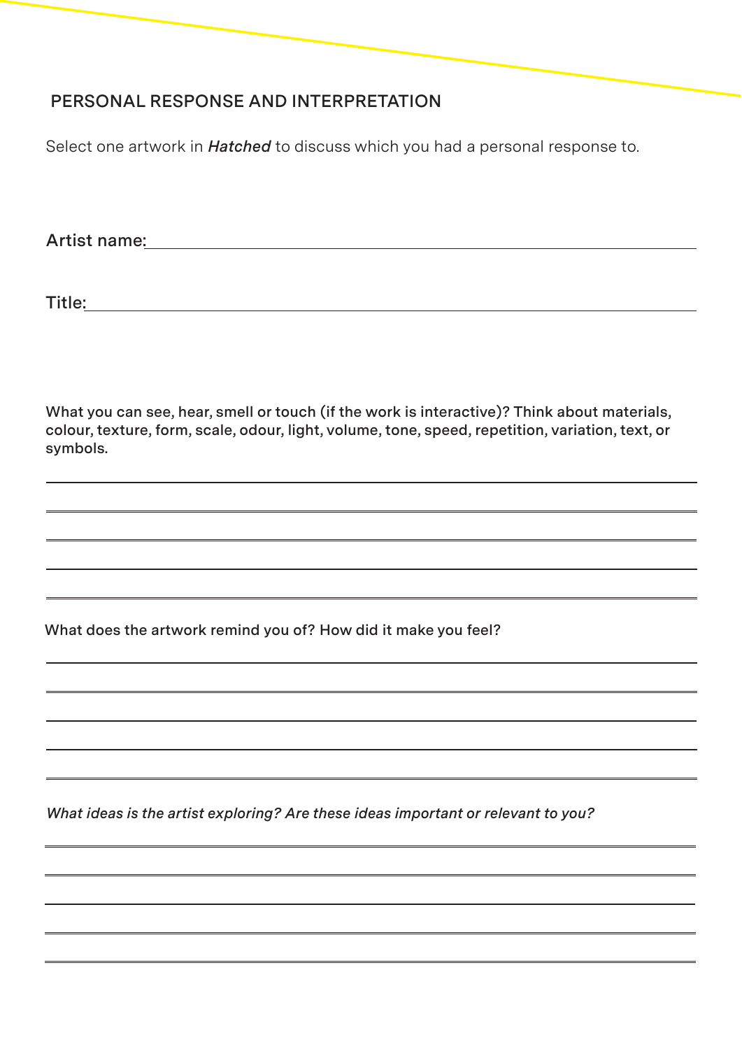## PERSONAL RESPONSE AND INTERPRETATION

Select one artwork in ***Hatched*** to discuss which you had a personal response to.

Artist name: ______________________________________________

Title: ______________________________________________

What you can see, hear, smell or touch (if the work is interactive)? Think about materials, colour, texture, form, scale, odour, light, volume, tone, speed, repetition, variation, text, or symbols.

______________________________________________

______________________________________________

______________________________________________

______________________________________________

______________________________________________

What does the artwork remind you of? How did it make you feel?

______________________________________________

______________________________________________

______________________________________________

______________________________________________

______________________________________________

*What ideas is the artist exploring? Are these ideas important or relevant to you?*

______________________________________________

______________________________________________

______________________________________________

______________________________________________

______________________________________________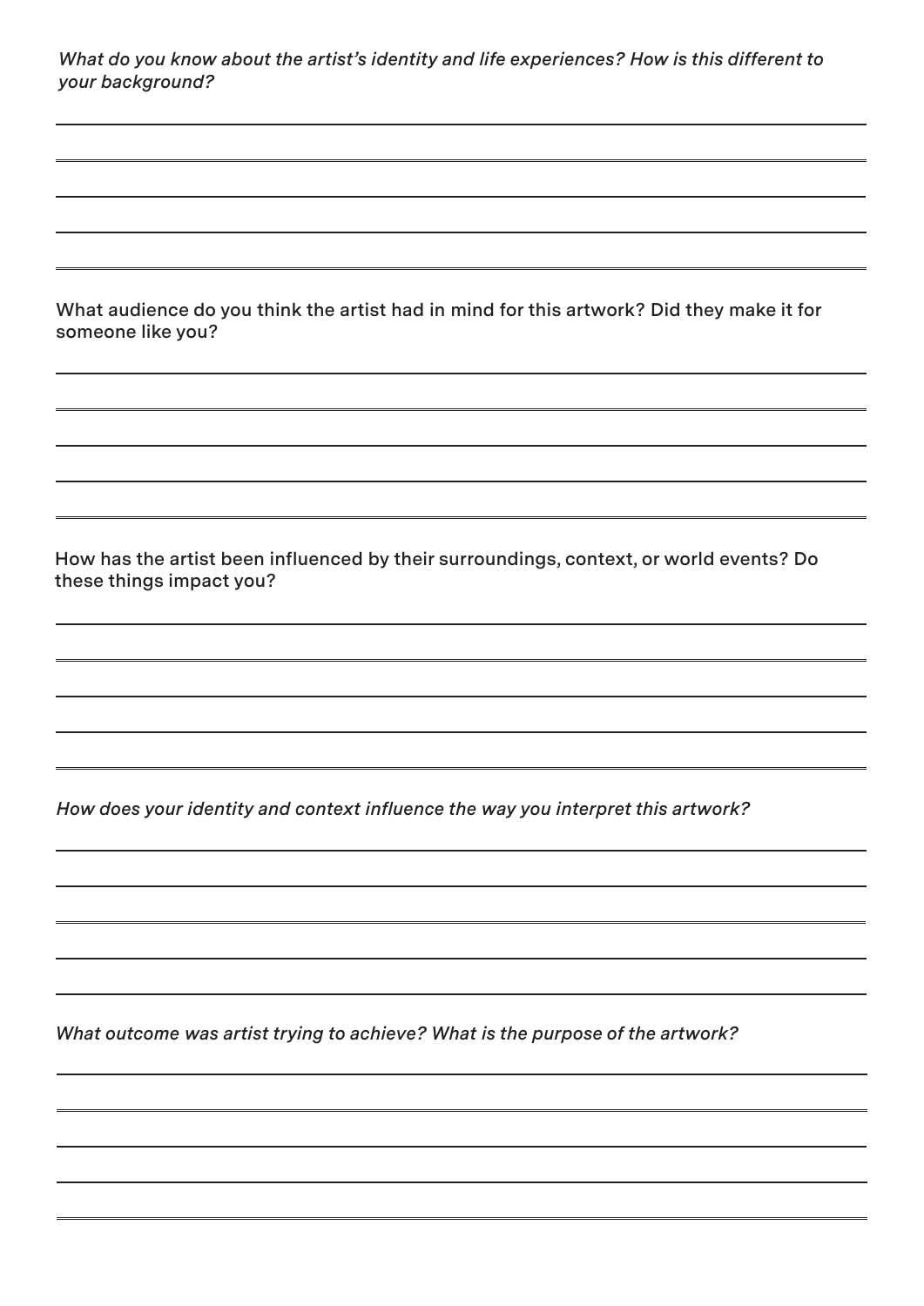*What do you know about the artist's identity and life experiences? How is this different to your background?*

What audience do you think the artist had in mind for this artwork? Did they make it for someone like you?

How has the artist been influenced by their surroundings, context, or world events? Do these things impact you?

*How does your identity and context influence the way you interpret this artwork?*

*What outcome was artist trying to achieve? What is the purpose of the artwork?*